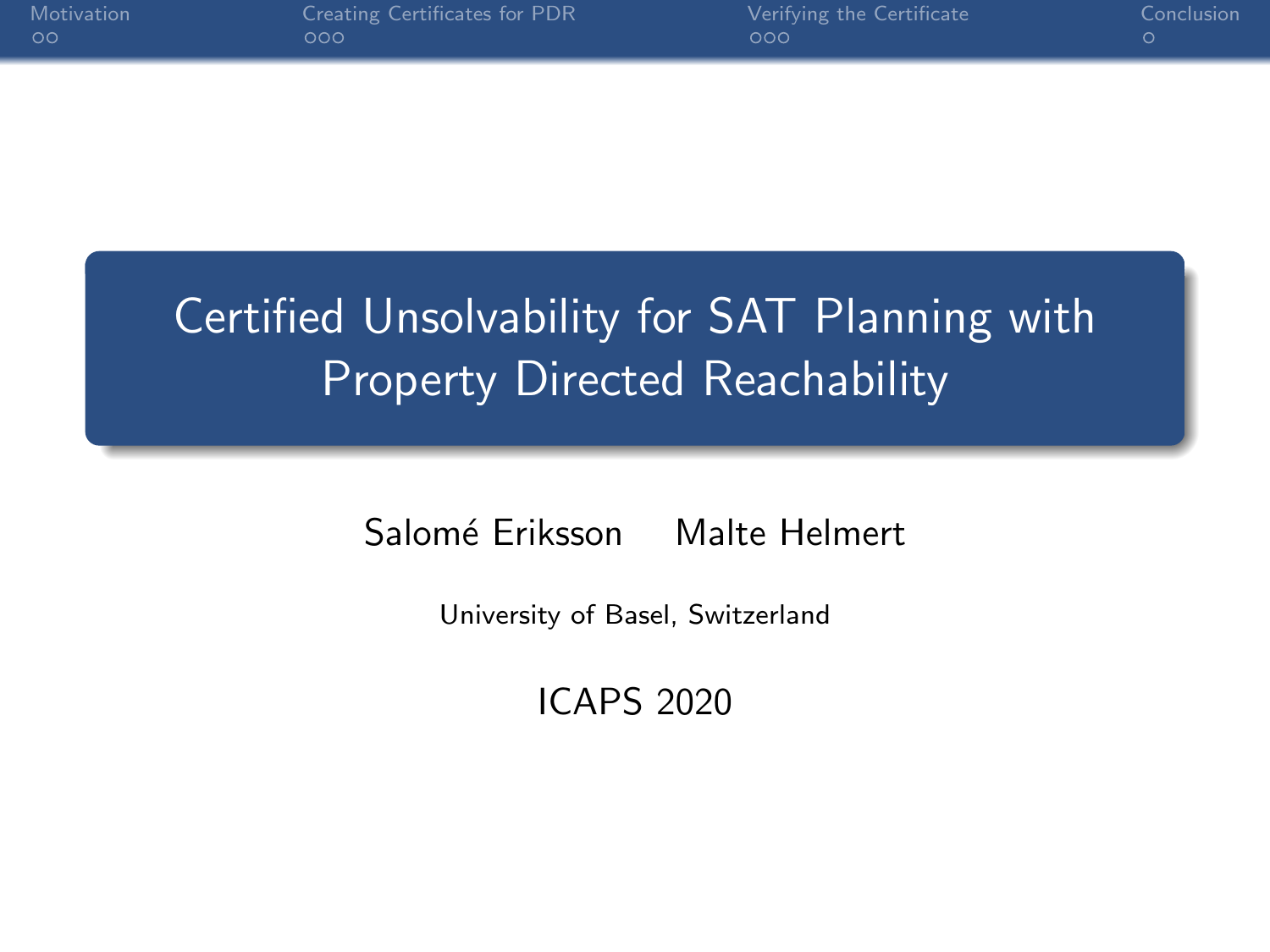# Certified Unsolvability for SAT Planning with Property Directed Reachability

Salomé Eriksson   Malte Helmert

University of Basel, Switzerland

ICAPS 2020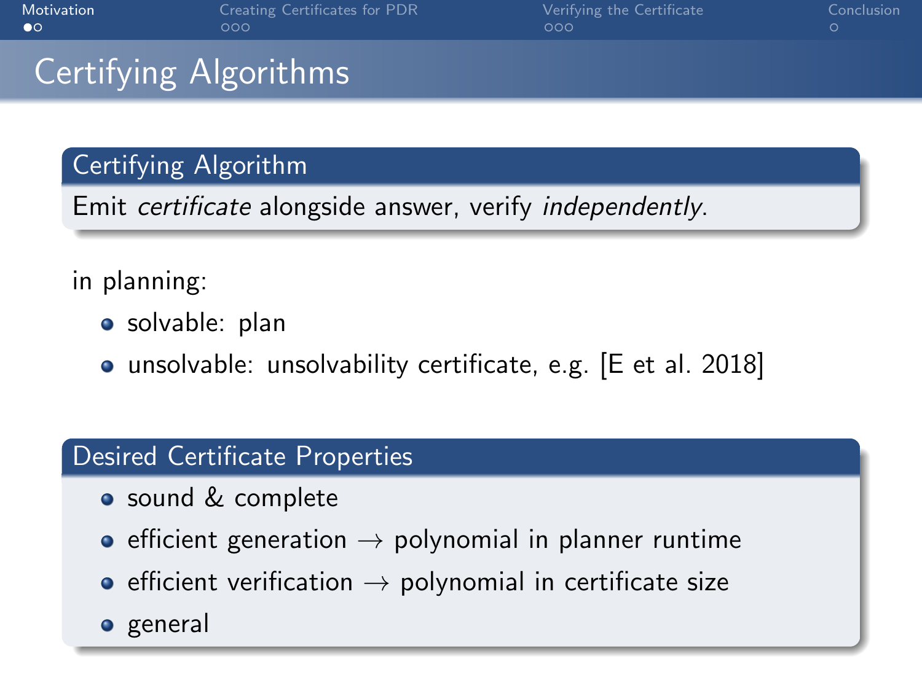# Certifying Algorithms

## Certifying Algorithm

Emit *certificate* alongside answer, verify *independently*.

in planning:

- solvable: plan
- unsolvable: unsolvability certificate, e.g. [E et al. 2018]

## Desired Certificate Properties

- sound & complete
- efficient generation → polynomial in planner runtime
- efficient verification → polynomial in certificate size
- general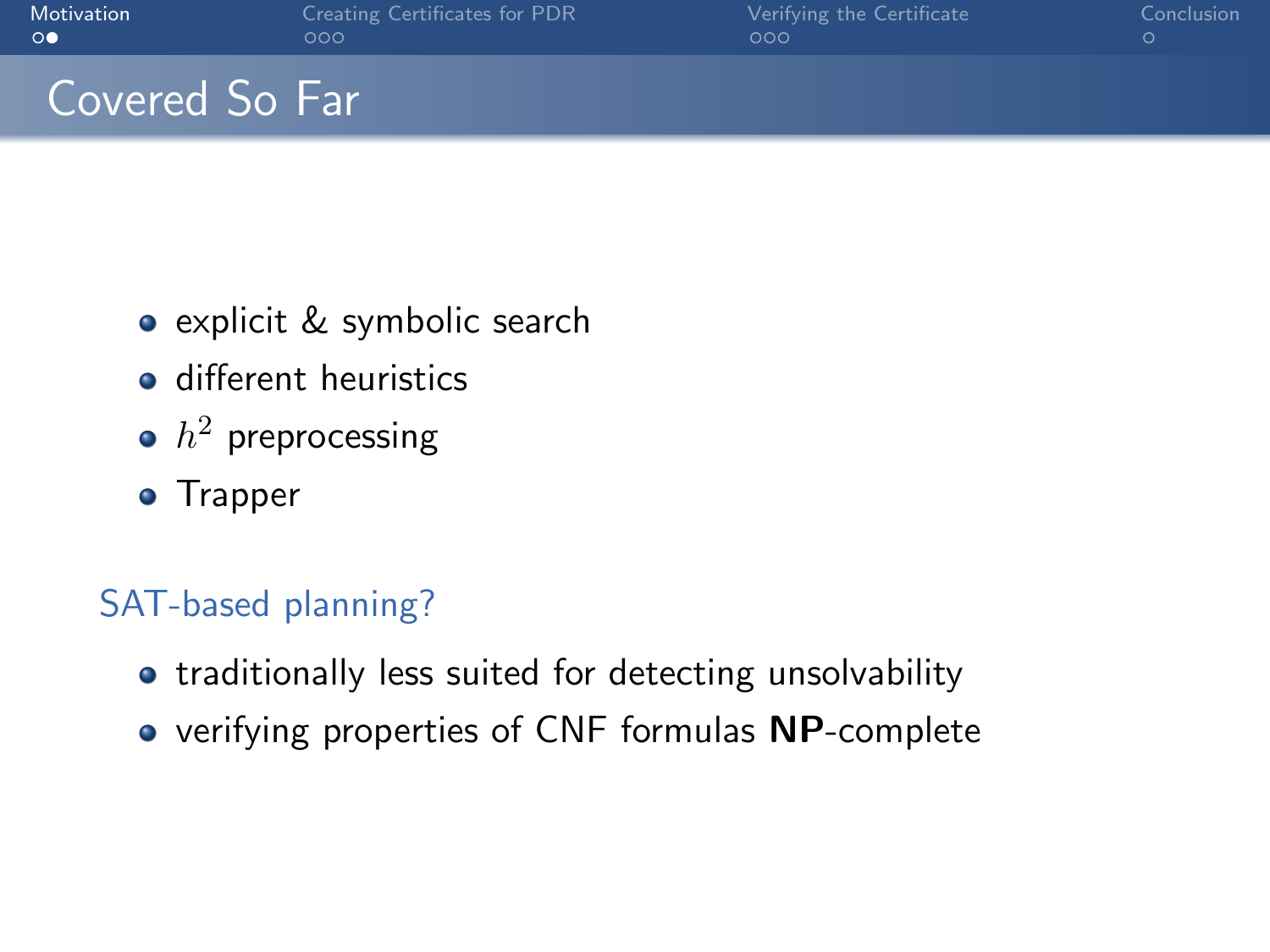# Covered So Far

- explicit & symbolic search
- different heuristics
- $h^2$ preprocessing
- Trapper

### SAT-based planning?

- traditionally less suited for detecting unsolvability
- verifying properties of CNF formulas **NP**-complete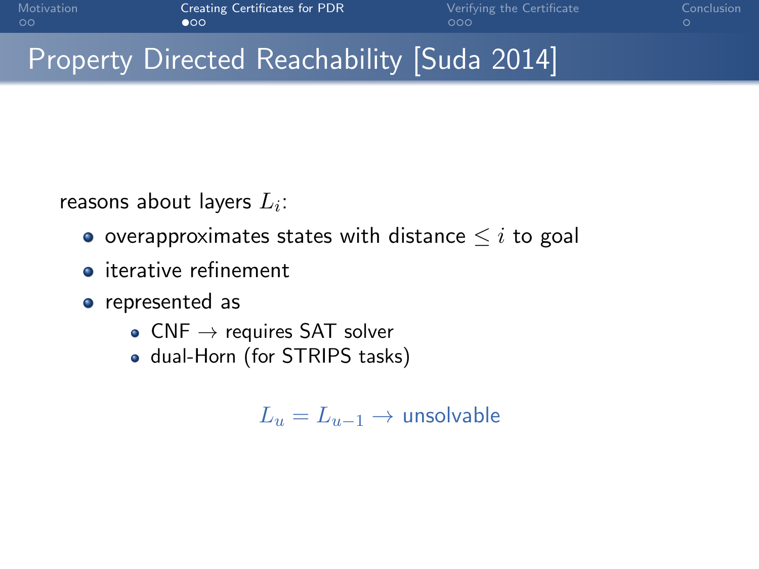# Property Directed Reachability [Suda 2014]

reasons about layers $L_i$:

- overapproximates states with distance $\leq i$ to goal
- iterative refinement
- represented as
  - CNF $\rightarrow$ requires SAT solver
  - dual-Horn (for STRIPS tasks)

$L_u = L_{u-1} \rightarrow$ unsolvable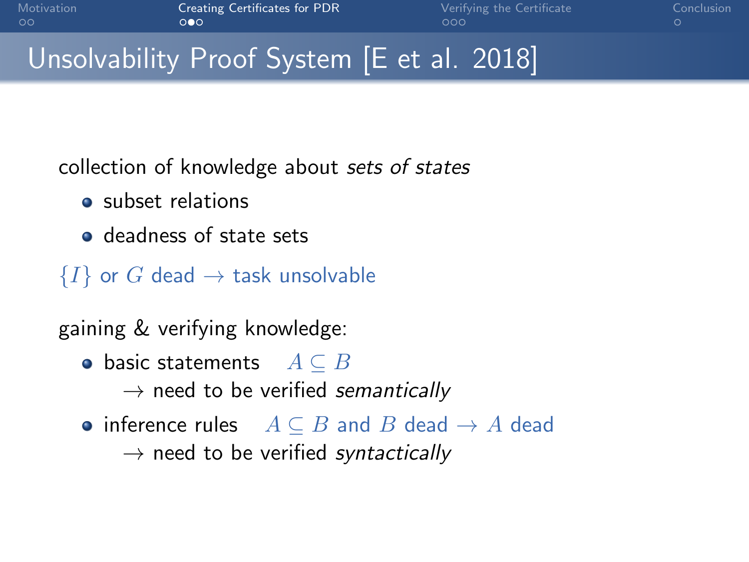# Unsolvability Proof System [E et al. 2018]

collection of knowledge about *sets of states*

- subset relations
- deadness of state sets

$\{I\}$ or $G$ dead $\rightarrow$ task unsolvable

gaining & verifying knowledge:

- basic statements $A \subseteq B$
  - $\rightarrow$ need to be verified *semantically*
- inference rules $A \subseteq B$ and $B$ dead $\rightarrow$ $A$ dead
  - $\rightarrow$ need to be verified *syntactically*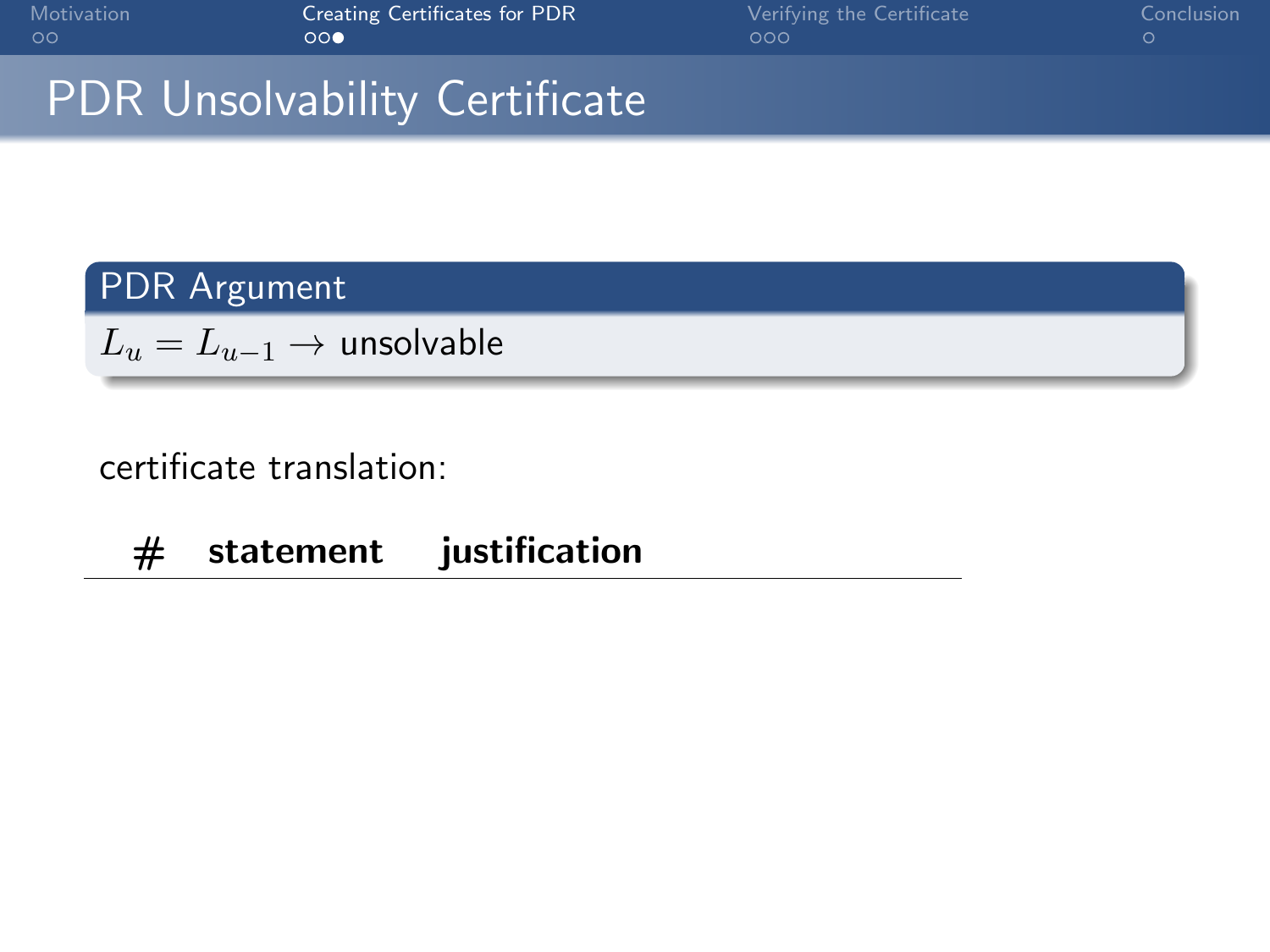# PDR Unsolvability Certificate

**PDR Argument**

$L_u = L_{u-1} \rightarrow$ unsolvable

certificate translation:

| # | statement | justification |
|---|---|---|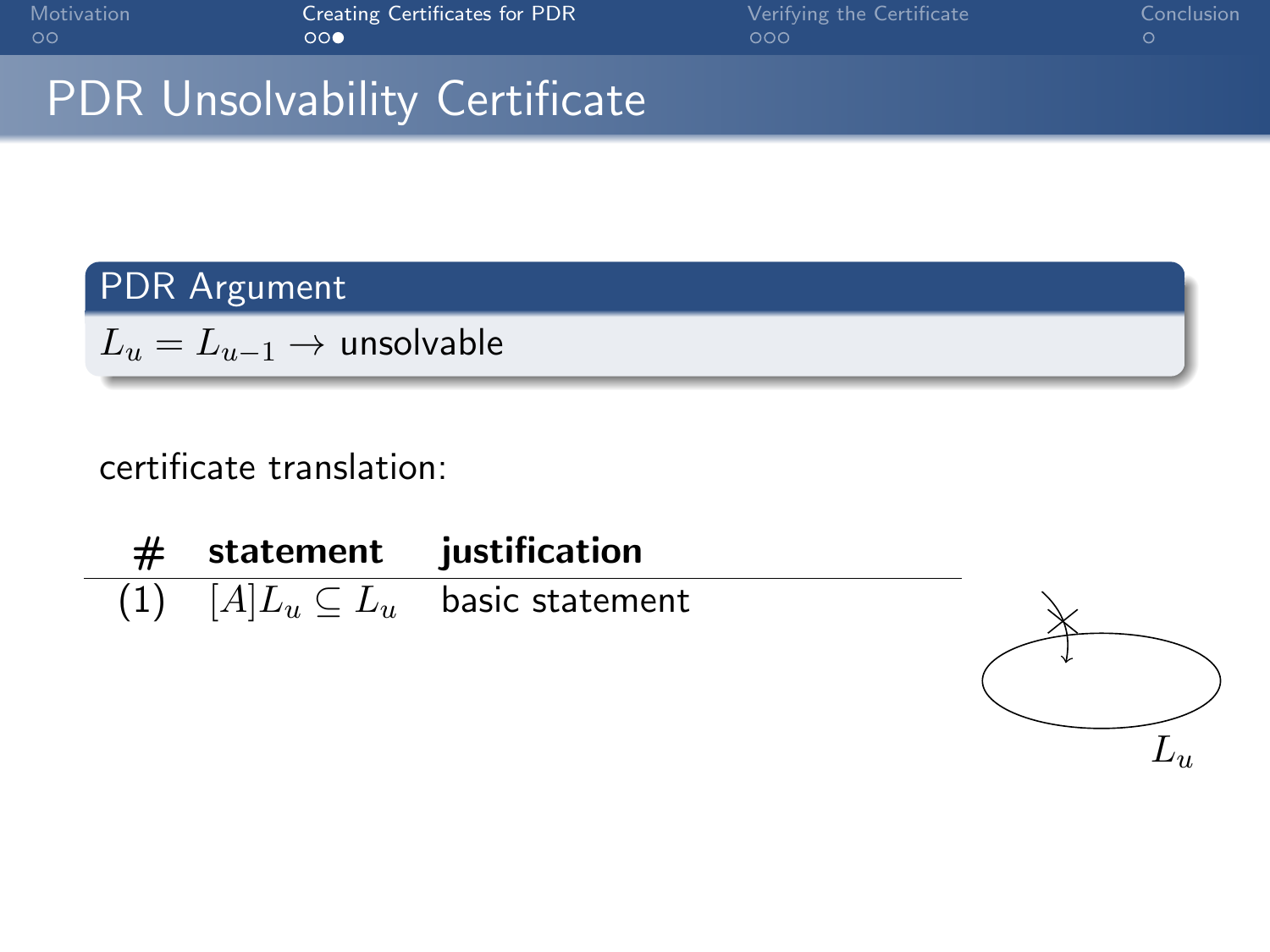# PDR Unsolvability Certificate

**PDR Argument**

$L_u = L_{u-1} \rightarrow$ unsolvable

certificate translation:

| # | statement | justification |
|---|---|---|
| (1) | $[A]L_u \subseteq L_u$ | basic statement |

$L_u$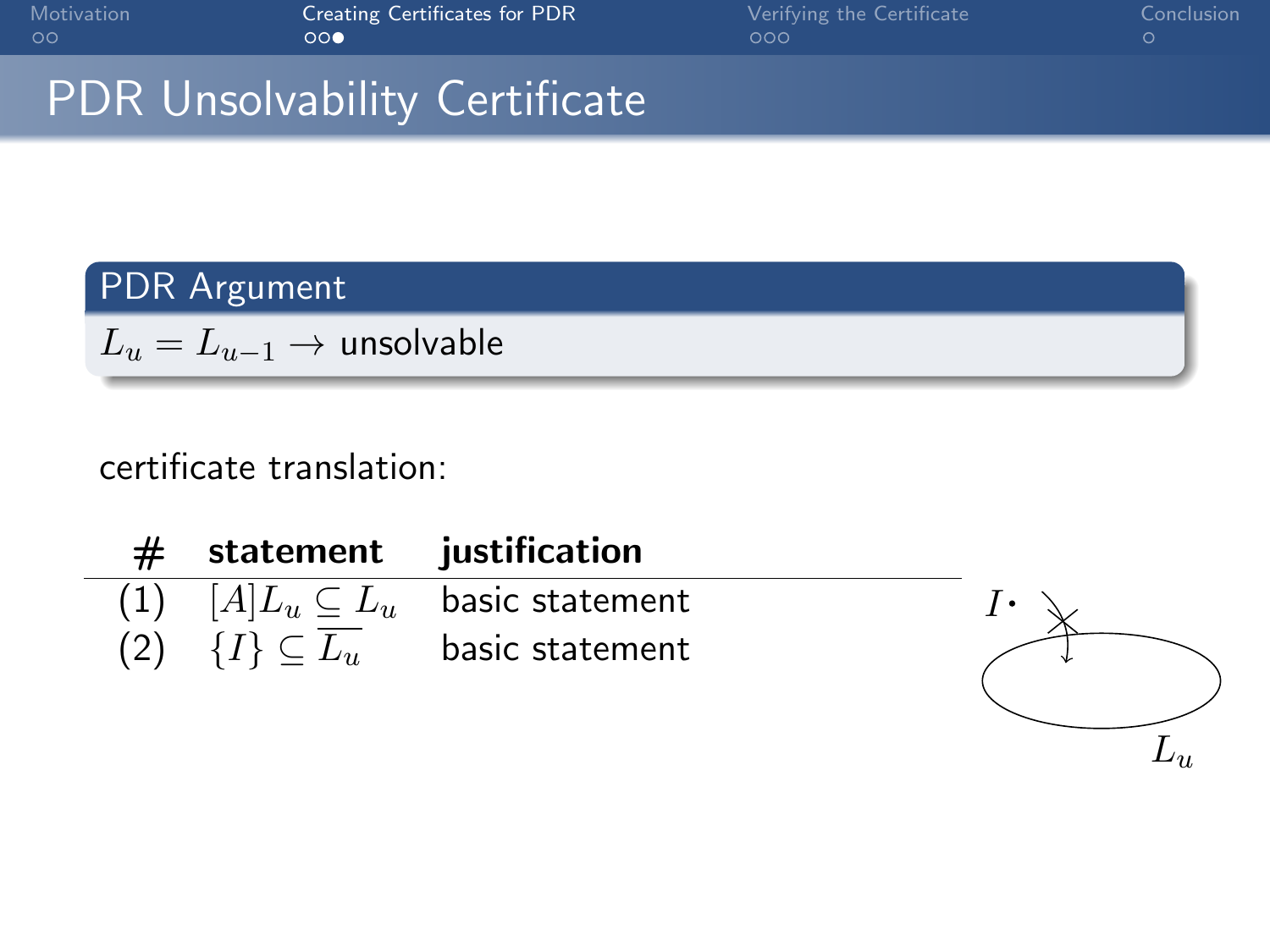# PDR Unsolvability Certificate

**PDR Argument**

$L_u = L_{u-1} \rightarrow$ unsolvable

certificate translation:

| # | statement | justification |
|---|---|---|
| (1) | $[A]L_u \subseteq L_u$ | basic statement |
| (2) | $\{I\} \subseteq \overline{L_u}$ | basic statement |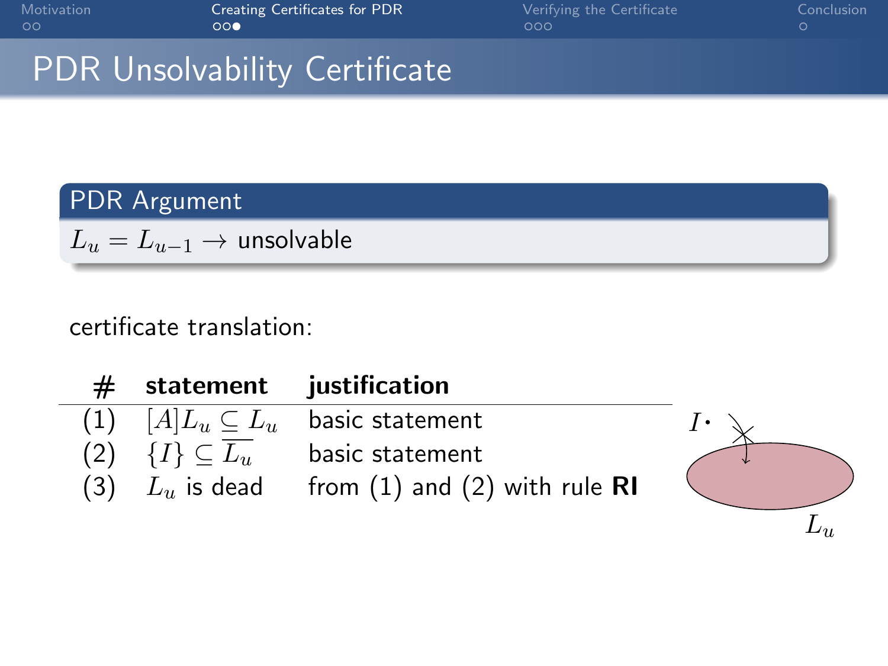# PDR Unsolvability Certificate

**PDR Argument**

$L_u = L_{u-1} \rightarrow$ unsolvable

certificate translation:

| # | statement | justification |
|---|---|---|
| (1) | $[A]L_u \subseteq L_u$ | basic statement |
| (2) | $\{I\} \subseteq \overline{L_u}$ | basic statement |
| (3) | $L_u$ is dead | from (1) and (2) with rule **RI** |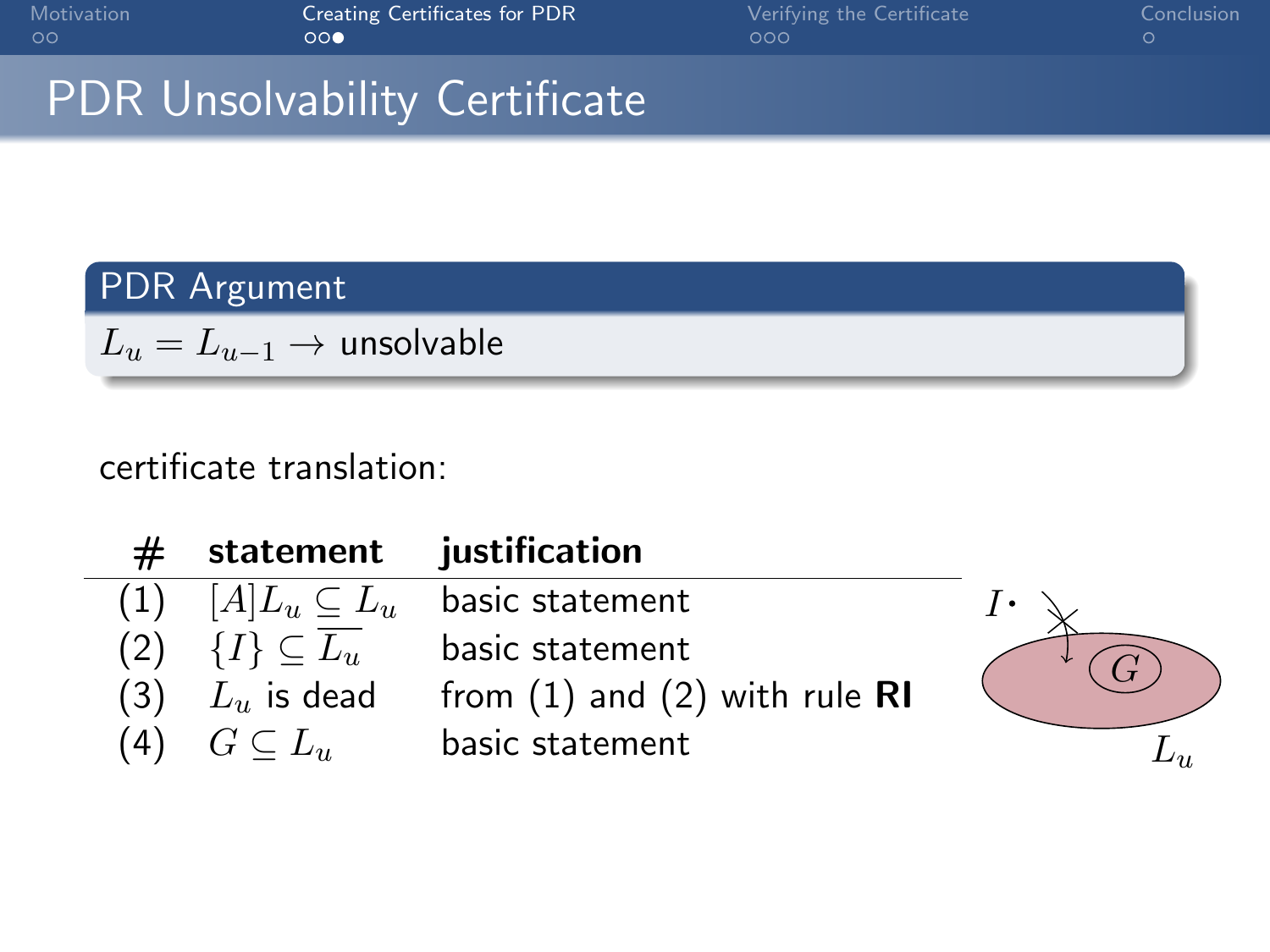# PDR Unsolvability Certificate

**PDR Argument**

$L_u = L_{u-1} \rightarrow$ unsolvable

certificate translation:

| # | statement | justification |
|---|---|---|
| (1) | $[A]L_u \subseteq L_u$ | basic statement |
| (2) | $\{I\} \subseteq \overline{L_u}$ | basic statement |
| (3) | $L_u$ is dead | from (1) and (2) with rule **RI** |
| (4) | $G \subseteq L_u$ | basic statement |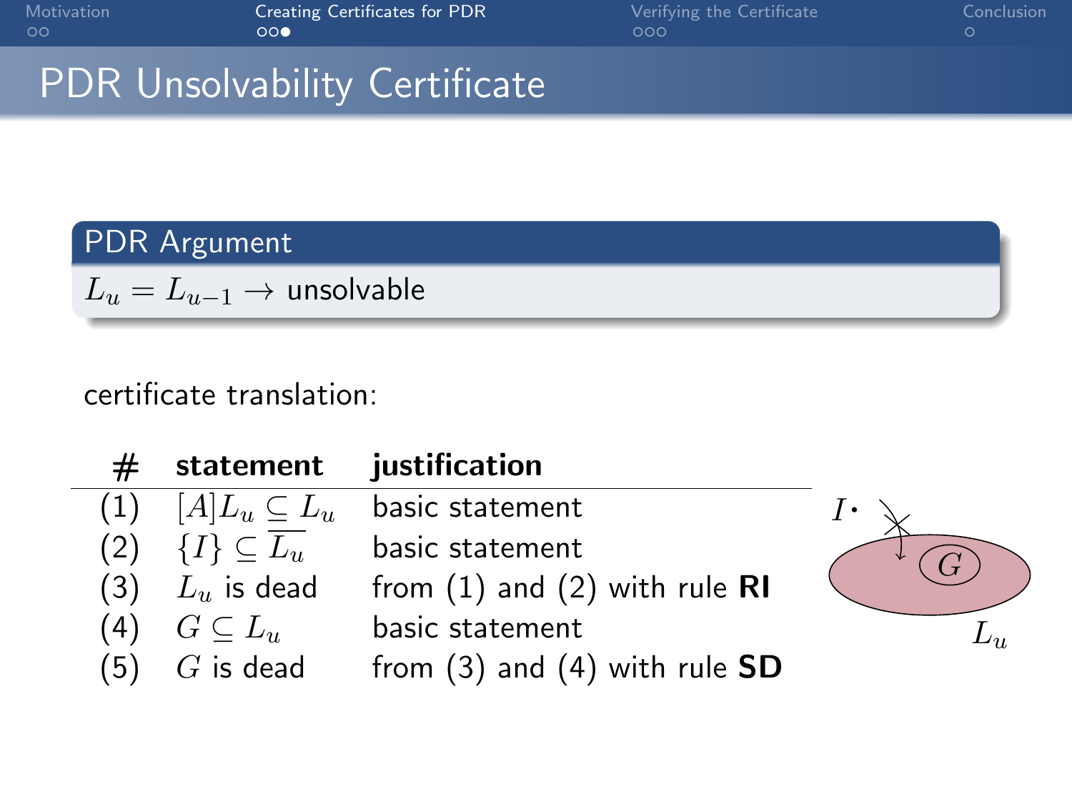# PDR Unsolvability Certificate

**PDR Argument**

$L_u = L_{u-1} \rightarrow$ unsolvable

certificate translation:

| # | statement | justification |
|---|---|---|
| (1) | $[A]L_u \subseteq L_u$ | basic statement |
| (2) | $\{I\} \subseteq \overline{L_u}$ | basic statement |
| (3) | $L_u$ is dead | from (1) and (2) with rule **RI** |
| (4) | $G \subseteq L_u$ | basic statement |
| (5) | $G$ is dead | from (3) and (4) with rule **SD** |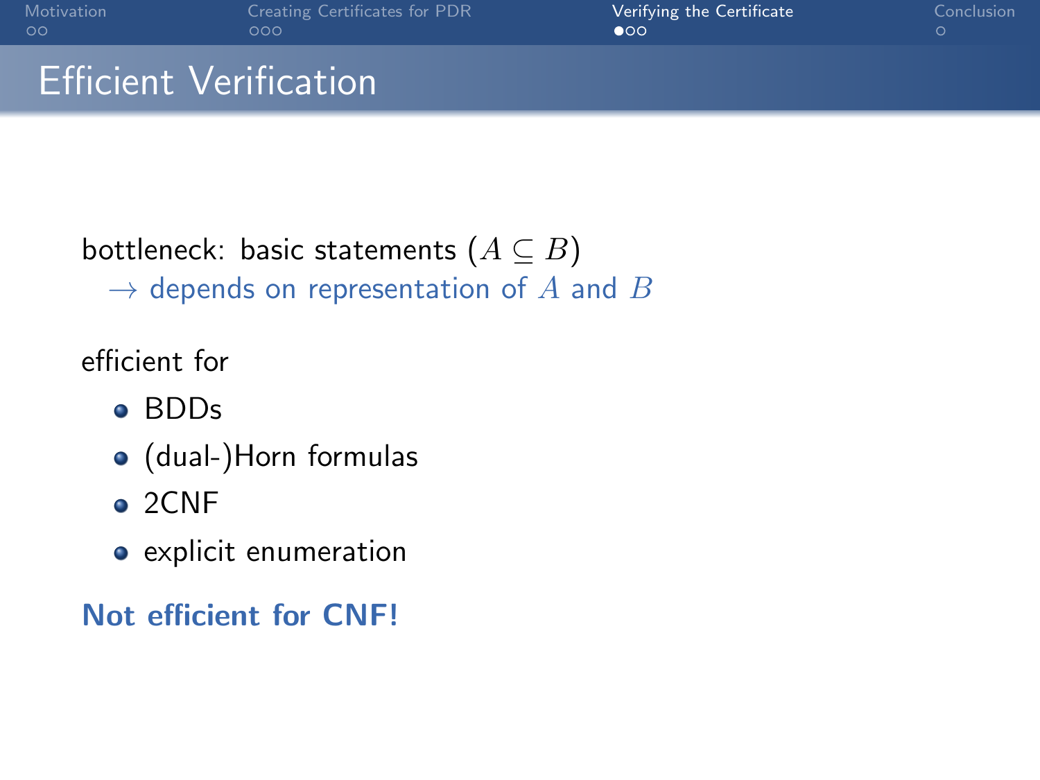# Efficient Verification

bottleneck: basic statements ($A \subseteq B$)
$\rightarrow$ depends on representation of $A$ and $B$

efficient for

- BDDs
- (dual-)Horn formulas
- 2CNF
- explicit enumeration

**Not efficient for CNF!**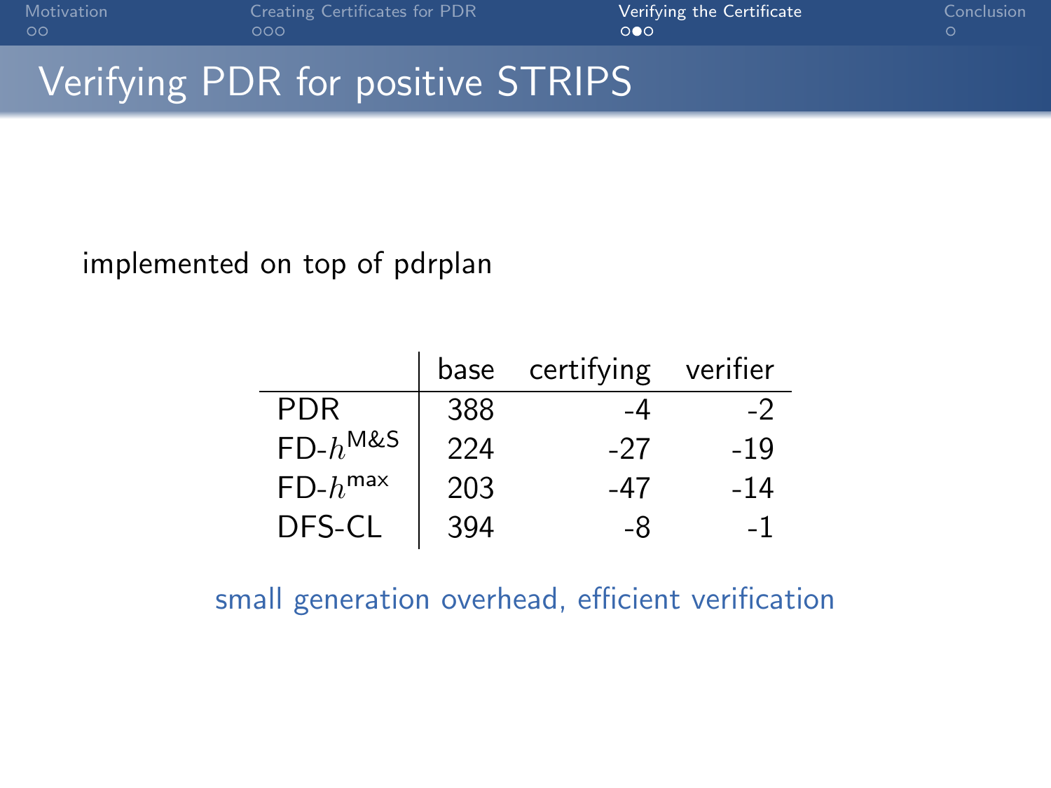# Verifying PDR for positive STRIPS

implemented on top of pdrplan

| | base | certifying | verifier |
|---|---|---|---|
| PDR | 388 | -4 | -2 |
| FD-$h^{\text{M\&S}}$ | 224 | -27 | -19 |
| FD-$h^{\text{max}}$ | 203 | -47 | -14 |
| DFS-CL | 394 | -8 | -1 |

small generation overhead, efficient verification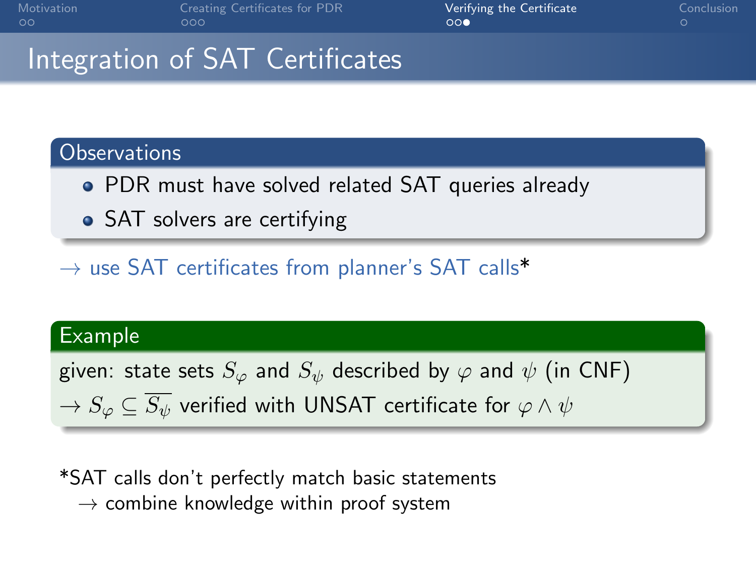# Integration of SAT Certificates

### Observations

- PDR must have solved related SAT queries already
- SAT solvers are certifying

$\rightarrow$ use SAT certificates from planner's SAT calls*

### Example

given: state sets $S_\varphi$ and $S_\psi$ described by $\varphi$ and $\psi$ (in CNF)
$\rightarrow S_\varphi \subseteq \overline{S_\psi}$ verified with UNSAT certificate for $\varphi \land \psi$

*SAT calls don't perfectly match basic statements
$\rightarrow$ combine knowledge within proof system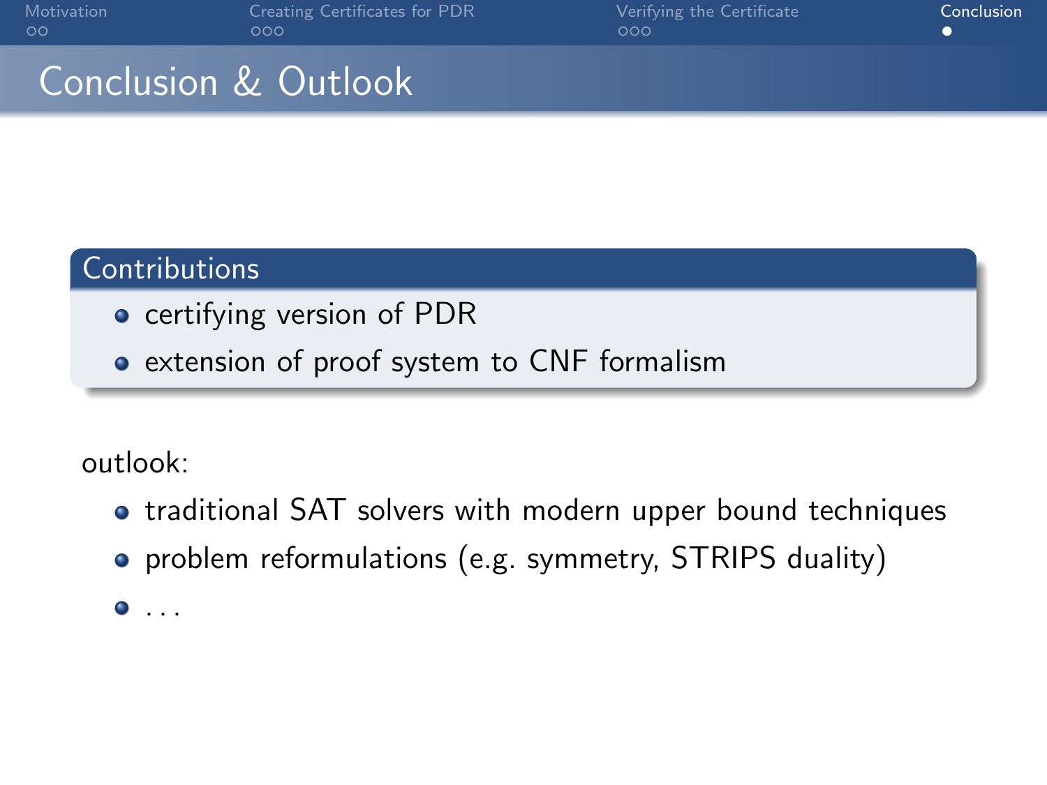# Conclusion & Outlook

## Contributions

- certifying version of PDR
- extension of proof system to CNF formalism

outlook:

- traditional SAT solvers with modern upper bound techniques
- problem reformulations (e.g. symmetry, STRIPS duality)
- ...